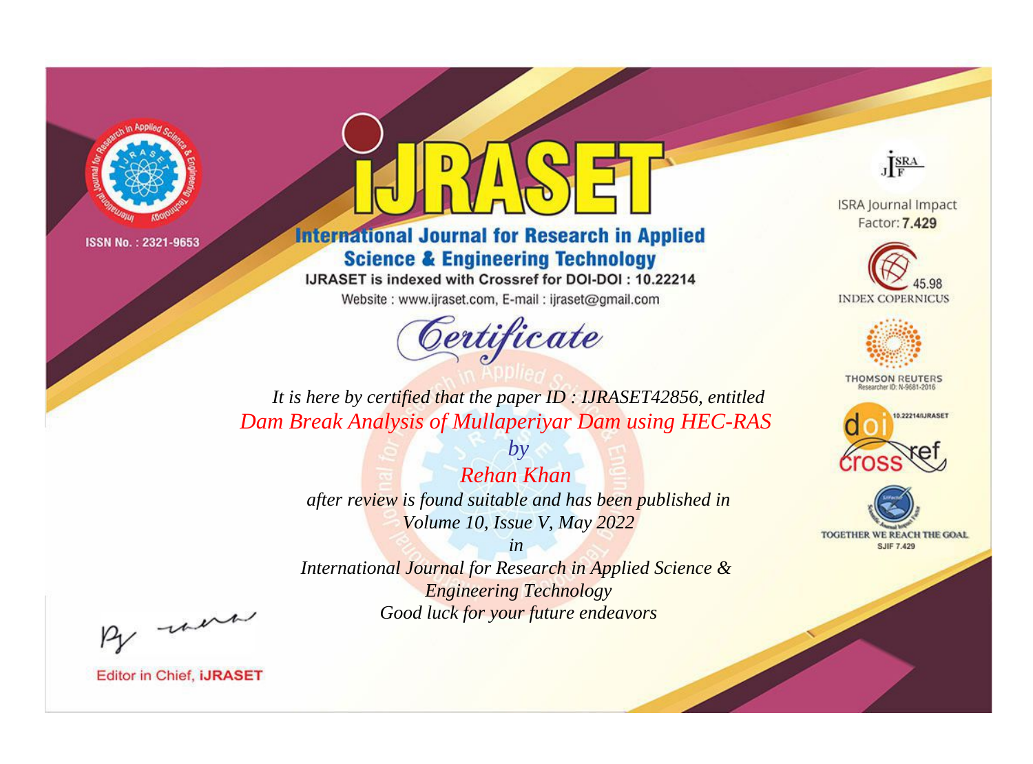ISSN No. : 2321-9653

# iJRASET

## International Journal for Research in Applied Science & Engineering Technology

IJRASET is indexed with Crossref for DOI-DOI : 10.22214

Website : www.ijraset.com, E-mail : ijraset@gmail.com

ISRA Journal Impact Factor: **7.429**

45.98 INDEX COPERNICUS

THOMSON REUTERS Researcher ID: N-9681-2016

10.22214/IJRASET

TOGETHER WE REACH THE GOAL SJIF 7.429

*Certificate*

*It is here by certified that the paper ID : IJRASET42856, entitled*

*Dam Break Analysis of Mullaperiyar Dam using HEC-RAS*

*by*

*Rehan Khan*

*after review is found suitable and has been published in*

*Volume 10, Issue V, May 2022*

*in*

*International Journal for Research in Applied Science & Engineering Technology*

*Good luck for your future endeavors*

Editor in Chief, **iJRASET**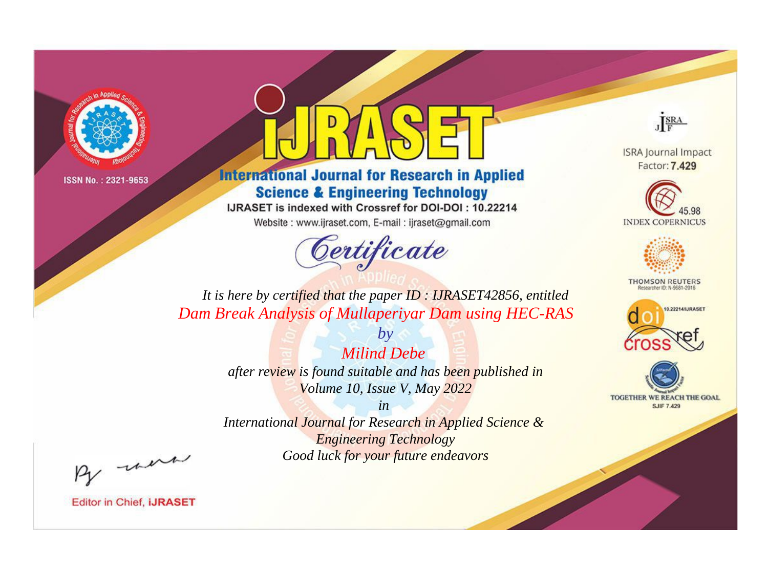ISSN No. : 2321-9653

# iJRASET

## International Journal for Research in Applied Science & Engineering Technology

IJRASET is indexed with Crossref for DOI-DOI : 10.22214

Website : www.ijraset.com, E-mail : ijraset@gmail.com

ISRA Journal Impact Factor: **7.429**

45.98 INDEX COPERNICUS

THOMSON REUTERS Researcher ID: N-9681-2016

10.22214/IJRASET

TOGETHER WE REACH THE GOAL SJIF 7.429

# *Certificate*

*It is here by certified that the paper ID : IJRASET42856, entitled*

*Dam Break Analysis of Mullaperiyar Dam using HEC-RAS*

*by*

*Milind Debe*

*after review is found suitable and has been published in*

*Volume 10, Issue V, May 2022*

*in*

*International Journal for Research in Applied Science & Engineering Technology*

*Good luck for your future endeavors*

Editor in Chief, **iJRASET**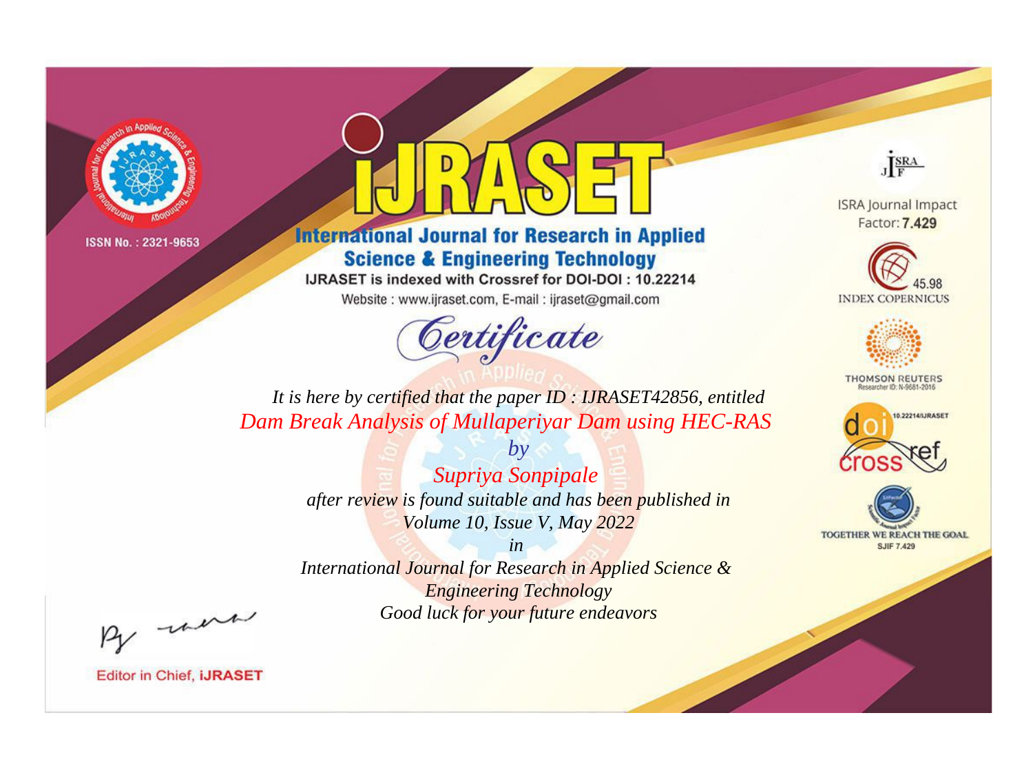ISSN No. : 2321-9653

# iJRASET

## International Journal for Research in Applied Science & Engineering Technology

IJRASET is indexed with Crossref for DOI-DOI : 10.22214

Website : www.ijraset.com, E-mail : ijraset@gmail.com

ISRA Journal Impact Factor: **7.429**

45.98 INDEX COPERNICUS

THOMSON REUTERS Researcher ID: N-9681-2016

10.22214/IJRASET

TOGETHER WE REACH THE GOAL SJIF 7.429

*Certificate*

*It is here by certified that the paper ID : IJRASET42856, entitled*

*Dam Break Analysis of Mullaperiyar Dam using HEC-RAS*

*by*

*Supriya Sonpipale*

*after review is found suitable and has been published in*

*Volume 10, Issue V, May 2022*

*in*

*International Journal for Research in Applied Science & Engineering Technology*

*Good luck for your future endeavors*

Editor in Chief, **iJRASET**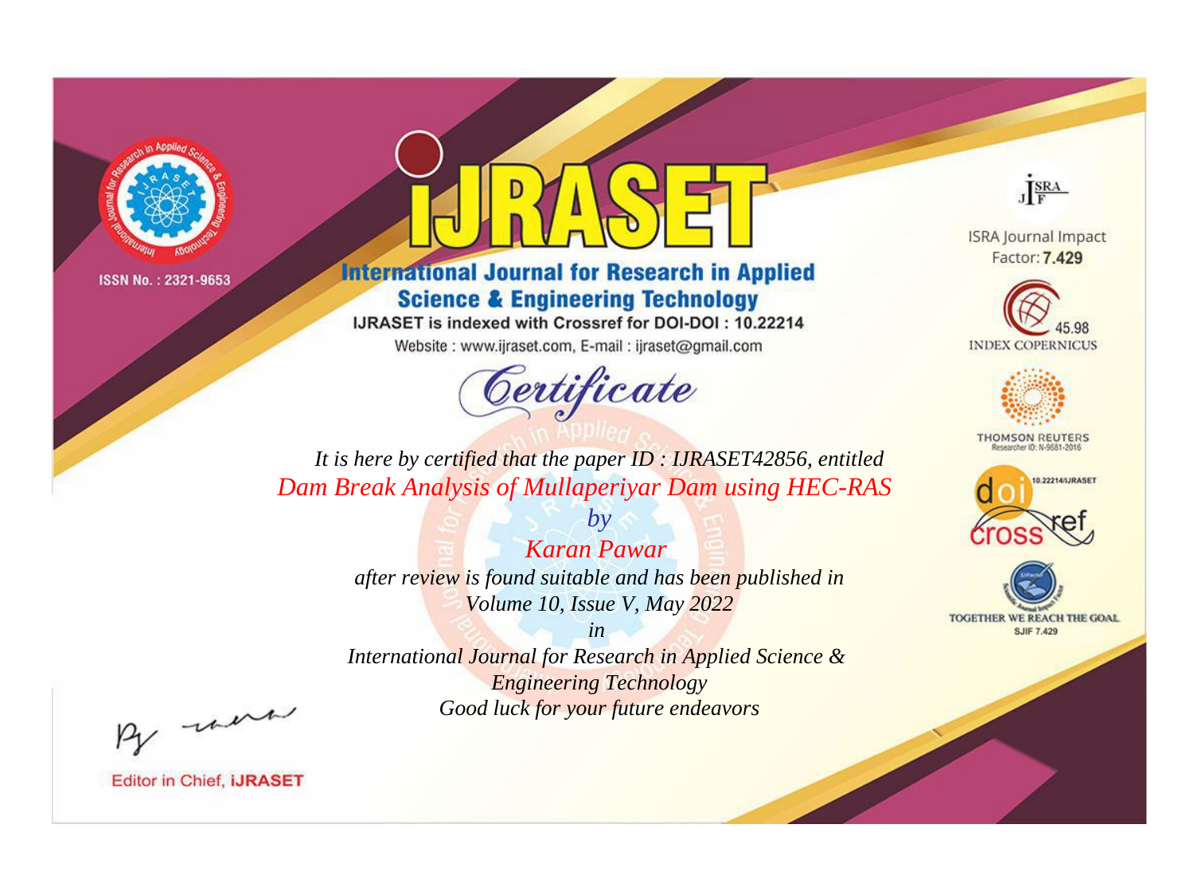ISSN No. : 2321-9653

# iJRASET

## International Journal for Research in Applied Science & Engineering Technology

IJRASET is indexed with Crossref for DOI-DOI : 10.22214

Website : www.ijraset.com, E-mail : ijraset@gmail.com

ISRA Journal Impact Factor: **7.429**

45.98 INDEX COPERNICUS

THOMSON REUTERS Researcher ID: N-9681-2016

10.22214/IJRASET

TOGETHER WE REACH THE GOAL SJIF 7.429

# *Certificate*

*It is here by certified that the paper ID : IJRASET42856, entitled*

*Dam Break Analysis of Mullaperiyar Dam using HEC-RAS*

*by*

*Karan Pawar*

*after review is found suitable and has been published in*

*Volume 10, Issue V, May 2022*

*in*

*International Journal for Research in Applied Science & Engineering Technology*

*Good luck for your future endeavors*

Editor in Chief, **iJRASET**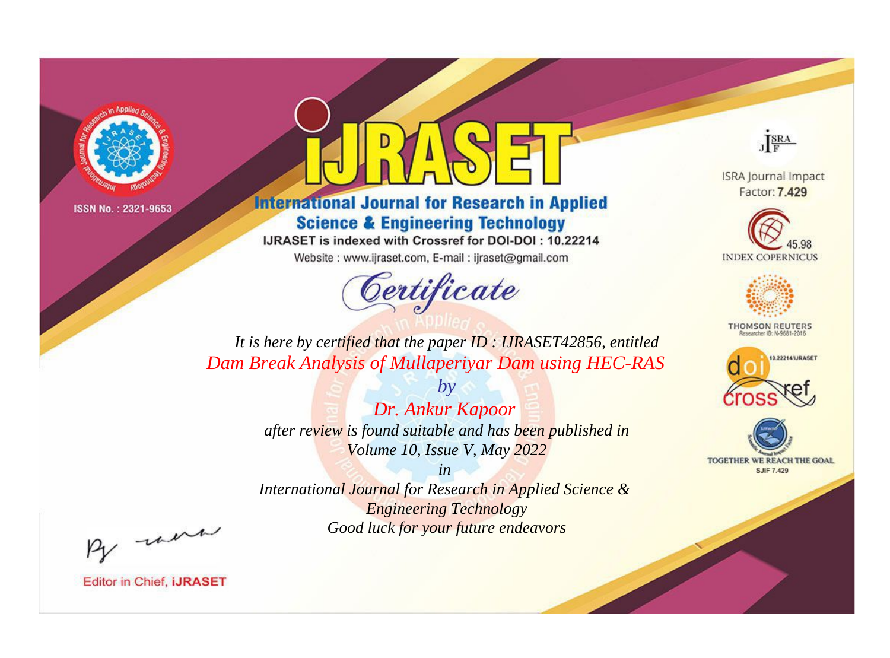ISSN No. : 2321-9653

# IJRASET

## International Journal for Research in Applied Science & Engineering Technology

IJRASET is indexed with Crossref for DOI-DOI : 10.22214

Website : www.ijraset.com, E-mail : ijraset@gmail.com

ISRA Journal Impact Factor: **7.429**

45.98 INDEX COPERNICUS

THOMSON REUTERS Researcher ID: N-9681-2016

10.22214/IJRASET

TOGETHER WE REACH THE GOAL SJIF 7.429

*Certificate*

*It is here by certified that the paper ID : IJRASET42856, entitled*

*Dam Break Analysis of Mullaperiyar Dam using HEC-RAS*

*by*

*Dr. Ankur Kapoor*

*after review is found suitable and has been published in*

*Volume 10, Issue V, May 2022*

*in*

*International Journal for Research in Applied Science & Engineering Technology*

*Good luck for your future endeavors*

Editor in Chief, **iJRASET**